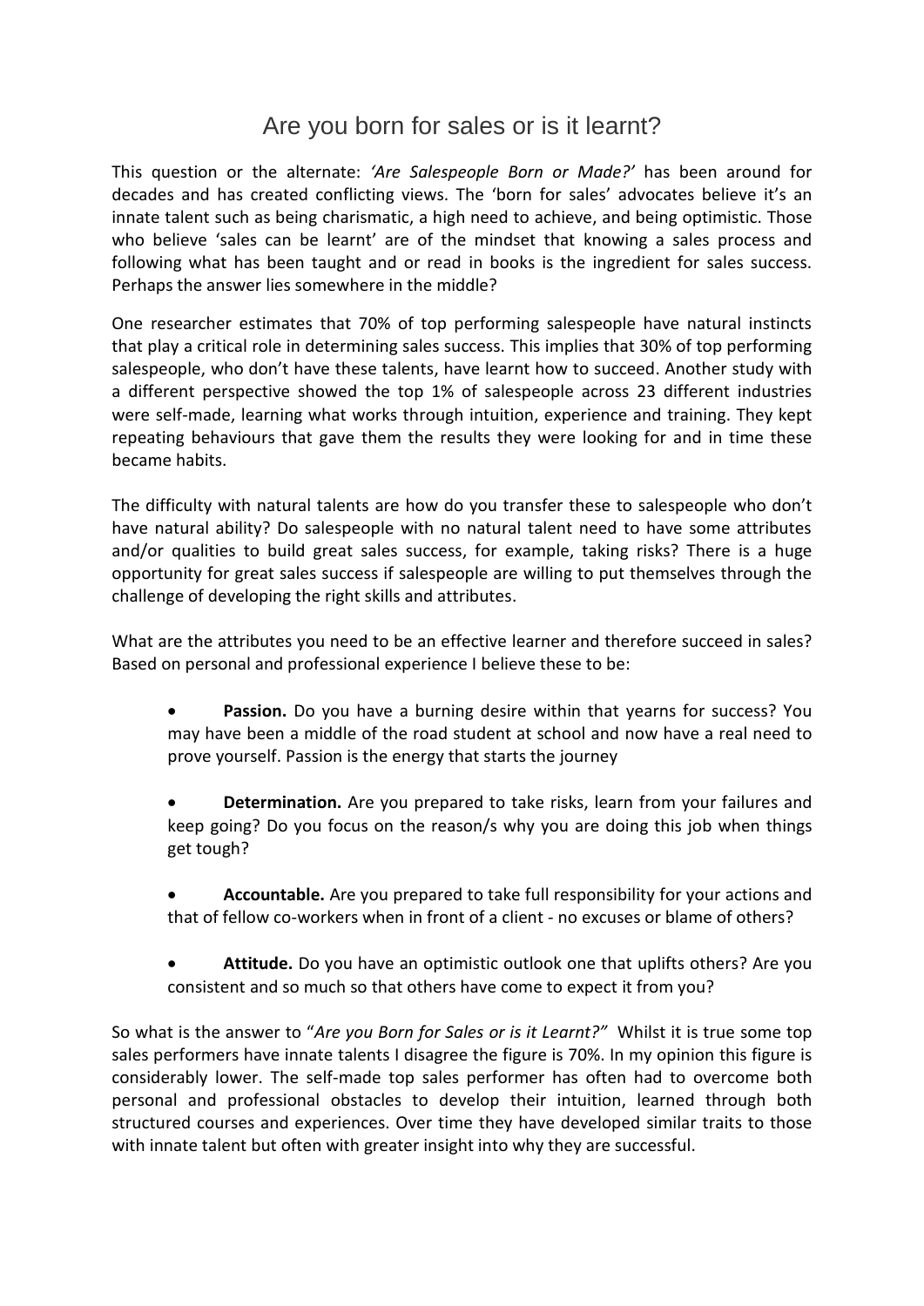# Are you born for sales or is it learnt?

This question or the alternate: *'Are Salespeople Born or Made?'* has been around for decades and has created conflicting views. The 'born for sales' advocates believe it's an innate talent such as being charismatic, a high need to achieve, and being optimistic. Those who believe 'sales can be learnt' are of the mindset that knowing a sales process and following what has been taught and or read in books is the ingredient for sales success. Perhaps the answer lies somewhere in the middle?

One researcher estimates that 70% of top performing salespeople have natural instincts that play a critical role in determining sales success. This implies that 30% of top performing salespeople, who don't have these talents, have learnt how to succeed. Another study with a different perspective showed the top 1% of salespeople across 23 different industries were self-made, learning what works through intuition, experience and training. They kept repeating behaviours that gave them the results they were looking for and in time these became habits.

The difficulty with natural talents are how do you transfer these to salespeople who don't have natural ability? Do salespeople with no natural talent need to have some attributes and/or qualities to build great sales success, for example, taking risks? There is a huge opportunity for great sales success if salespeople are willing to put themselves through the challenge of developing the right skills and attributes.

What are the attributes you need to be an effective learner and therefore succeed in sales? Based on personal and professional experience I believe these to be:

- **Passion.** Do you have a burning desire within that yearns for success? You may have been a middle of the road student at school and now have a real need to prove yourself. Passion is the energy that starts the journey
- **Determination.** Are you prepared to take risks, learn from your failures and keep going? Do you focus on the reason/s why you are doing this job when things get tough?
- **Accountable.** Are you prepared to take full responsibility for your actions and that of fellow co-workers when in front of a client - no excuses or blame of others?
- **Attitude.** Do you have an optimistic outlook one that uplifts others? Are you consistent and so much so that others have come to expect it from you?

So what is the answer to "*Are you Born for Sales or is it Learnt?*" Whilst it is true some top sales performers have innate talents I disagree the figure is 70%. In my opinion this figure is considerably lower. The self-made top sales performer has often had to overcome both personal and professional obstacles to develop their intuition, learned through both structured courses and experiences. Over time they have developed similar traits to those with innate talent but often with greater insight into why they are successful.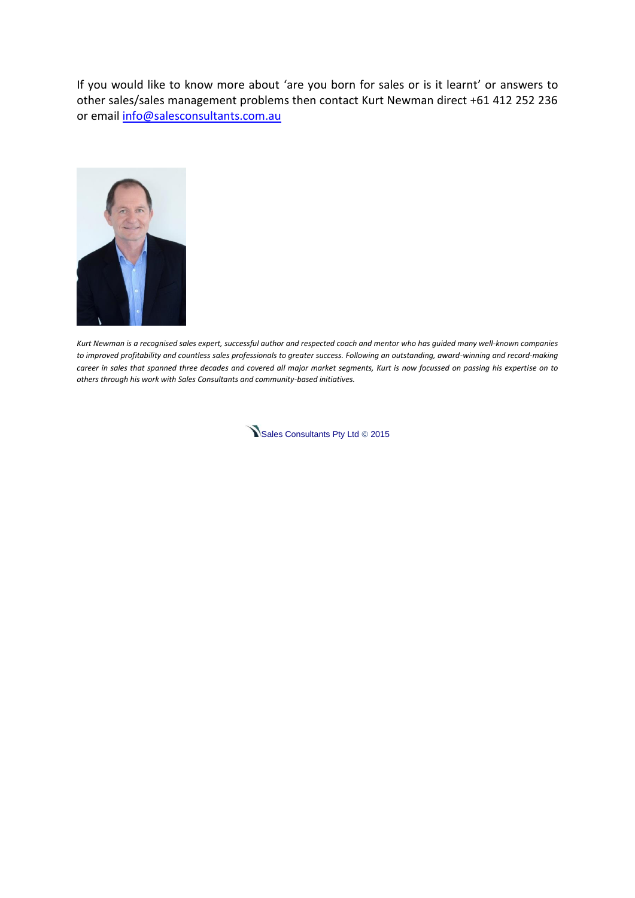If you would like to know more about 'are you born for sales or is it learnt' or answers to other sales/sales management problems then contact Kurt Newman direct +61 412 252 236 or email info@salesconsultants.com.au

*Kurt Newman is a recognised sales expert, successful author and respected coach and mentor who has guided many well-known companies to improved profitability and countless sales professionals to greater success. Following an outstanding, award-winning and record-making career in sales that spanned three decades and covered all major market segments, Kurt is now focussed on passing his expertise on to others through his work with Sales Consultants and community-based initiatives.*

Sales Consultants Pty Ltd © 2015